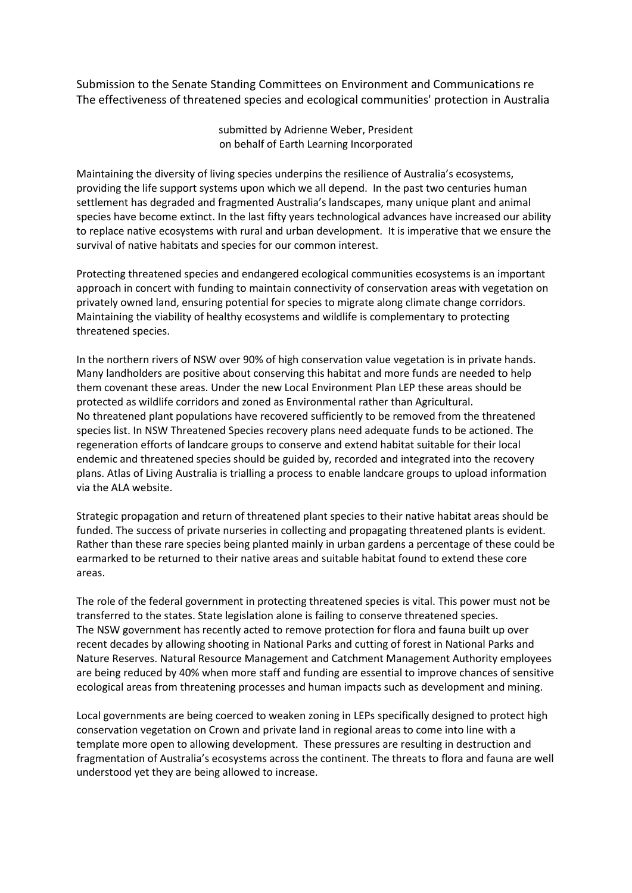Submission to the Senate Standing Committees on Environment and Communications re The effectiveness of threatened species and ecological communities' protection in Australia

submitted by Adrienne Weber, President
on behalf of Earth Learning Incorporated

Maintaining the diversity of living species underpins the resilience of Australia's ecosystems, providing the life support systems upon which we all depend. In the past two centuries human settlement has degraded and fragmented Australia's landscapes, many unique plant and animal species have become extinct. In the last fifty years technological advances have increased our ability to replace native ecosystems with rural and urban development. It is imperative that we ensure the survival of native habitats and species for our common interest.

Protecting threatened species and endangered ecological communities ecosystems is an important approach in concert with funding to maintain connectivity of conservation areas with vegetation on privately owned land, ensuring potential for species to migrate along climate change corridors. Maintaining the viability of healthy ecosystems and wildlife is complementary to protecting threatened species.

In the northern rivers of NSW over 90% of high conservation value vegetation is in private hands. Many landholders are positive about conserving this habitat and more funds are needed to help them covenant these areas. Under the new Local Environment Plan LEP these areas should be protected as wildlife corridors and zoned as Environmental rather than Agricultural.
No threatened plant populations have recovered sufficiently to be removed from the threatened species list. In NSW Threatened Species recovery plans need adequate funds to be actioned. The regeneration efforts of landcare groups to conserve and extend habitat suitable for their local endemic and threatened species should be guided by, recorded and integrated into the recovery plans. Atlas of Living Australia is trialling a process to enable landcare groups to upload information via the ALA website.

Strategic propagation and return of threatened plant species to their native habitat areas should be funded. The success of private nurseries in collecting and propagating threatened plants is evident. Rather than these rare species being planted mainly in urban gardens a percentage of these could be earmarked to be returned to their native areas and suitable habitat found to extend these core areas.

The role of the federal government in protecting threatened species is vital. This power must not be transferred to the states. State legislation alone is failing to conserve threatened species.
The NSW government has recently acted to remove protection for flora and fauna built up over recent decades by allowing shooting in National Parks and cutting of forest in National Parks and Nature Reserves. Natural Resource Management and Catchment Management Authority employees are being reduced by 40% when more staff and funding are essential to improve chances of sensitive ecological areas from threatening processes and human impacts such as development and mining.

Local governments are being coerced to weaken zoning in LEPs specifically designed to protect high conservation vegetation on Crown and private land in regional areas to come into line with a template more open to allowing development. These pressures are resulting in destruction and fragmentation of Australia's ecosystems across the continent. The threats to flora and fauna are well understood yet they are being allowed to increase.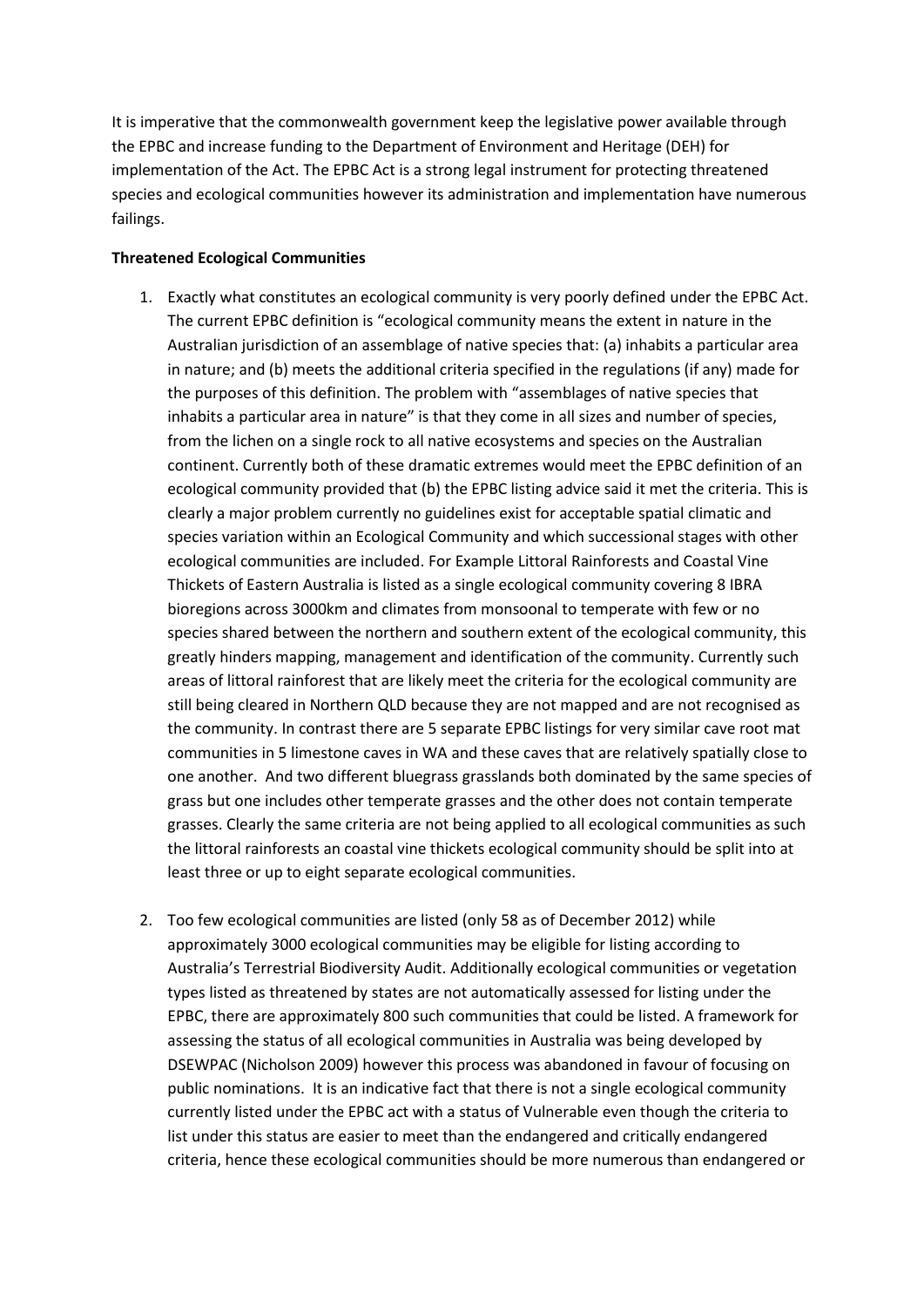It is imperative that the commonwealth government keep the legislative power available through the EPBC and increase funding to the Department of Environment and Heritage (DEH) for implementation of the Act. The EPBC Act is a strong legal instrument for protecting threatened species and ecological communities however its administration and implementation have numerous failings.

**Threatened Ecological Communities**

1. Exactly what constitutes an ecological community is very poorly defined under the EPBC Act. The current EPBC definition is "ecological community means the extent in nature in the Australian jurisdiction of an assemblage of native species that: (a) inhabits a particular area in nature; and (b) meets the additional criteria specified in the regulations (if any) made for the purposes of this definition. The problem with "assemblages of native species that inhabits a particular area in nature" is that they come in all sizes and number of species, from the lichen on a single rock to all native ecosystems and species on the Australian continent. Currently both of these dramatic extremes would meet the EPBC definition of an ecological community provided that (b) the EPBC listing advice said it met the criteria. This is clearly a major problem currently no guidelines exist for acceptable spatial climatic and species variation within an Ecological Community and which successional stages with other ecological communities are included. For Example Littoral Rainforests and Coastal Vine Thickets of Eastern Australia is listed as a single ecological community covering 8 IBRA bioregions across 3000km and climates from monsoonal to temperate with few or no species shared between the northern and southern extent of the ecological community, this greatly hinders mapping, management and identification of the community. Currently such areas of littoral rainforest that are likely meet the criteria for the ecological community are still being cleared in Northern QLD because they are not mapped and are not recognised as the community. In contrast there are 5 separate EPBC listings for very similar cave root mat communities in 5 limestone caves in WA and these caves that are relatively spatially close to one another. And two different bluegrass grasslands both dominated by the same species of grass but one includes other temperate grasses and the other does not contain temperate grasses. Clearly the same criteria are not being applied to all ecological communities as such the littoral rainforests an coastal vine thickets ecological community should be split into at least three or up to eight separate ecological communities.

2. Too few ecological communities are listed (only 58 as of December 2012) while approximately 3000 ecological communities may be eligible for listing according to Australia's Terrestrial Biodiversity Audit. Additionally ecological communities or vegetation types listed as threatened by states are not automatically assessed for listing under the EPBC, there are approximately 800 such communities that could be listed. A framework for assessing the status of all ecological communities in Australia was being developed by DSEWPAC (Nicholson 2009) however this process was abandoned in favour of focusing on public nominations. It is an indicative fact that there is not a single ecological community currently listed under the EPBC act with a status of Vulnerable even though the criteria to list under this status are easier to meet than the endangered and critically endangered criteria, hence these ecological communities should be more numerous than endangered or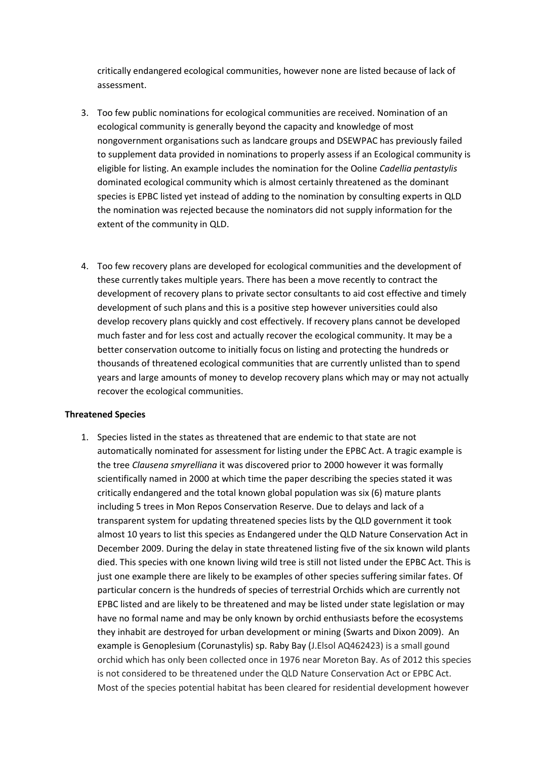critically endangered ecological communities, however none are listed because of lack of assessment.

3. Too few public nominations for ecological communities are received. Nomination of an ecological community is generally beyond the capacity and knowledge of most nongovernment organisations such as landcare groups and DSEWPAC has previously failed to supplement data provided in nominations to properly assess if an Ecological community is eligible for listing. An example includes the nomination for the Ooline *Cadellia pentastylis* dominated ecological community which is almost certainly threatened as the dominant species is EPBC listed yet instead of adding to the nomination by consulting experts in QLD the nomination was rejected because the nominators did not supply information for the extent of the community in QLD.

4. Too few recovery plans are developed for ecological communities and the development of these currently takes multiple years. There has been a move recently to contract the development of recovery plans to private sector consultants to aid cost effective and timely development of such plans and this is a positive step however universities could also develop recovery plans quickly and cost effectively. If recovery plans cannot be developed much faster and for less cost and actually recover the ecological community. It may be a better conservation outcome to initially focus on listing and protecting the hundreds or thousands of threatened ecological communities that are currently unlisted than to spend years and large amounts of money to develop recovery plans which may or may not actually recover the ecological communities.

**Threatened Species**

1. Species listed in the states as threatened that are endemic to that state are not automatically nominated for assessment for listing under the EPBC Act. A tragic example is the tree *Clausena smyrelliana* it was discovered prior to 2000 however it was formally scientifically named in 2000 at which time the paper describing the species stated it was critically endangered and the total known global population was six (6) mature plants including 5 trees in Mon Repos Conservation Reserve. Due to delays and lack of a transparent system for updating threatened species lists by the QLD government it took almost 10 years to list this species as Endangered under the QLD Nature Conservation Act in December 2009. During the delay in state threatened listing five of the six known wild plants died. This species with one known living wild tree is still not listed under the EPBC Act. This is just one example there are likely to be examples of other species suffering similar fates. Of particular concern is the hundreds of species of terrestrial Orchids which are currently not EPBC listed and are likely to be threatened and may be listed under state legislation or may have no formal name and may be only known by orchid enthusiasts before the ecosystems they inhabit are destroyed for urban development or mining (Swarts and Dixon 2009). An example is Genoplesium (Corunastylis) sp. Raby Bay (J.Elsol AQ462423) is a small gound orchid which has only been collected once in 1976 near Moreton Bay. As of 2012 this species is not considered to be threatened under the QLD Nature Conservation Act or EPBC Act. Most of the species potential habitat has been cleared for residential development however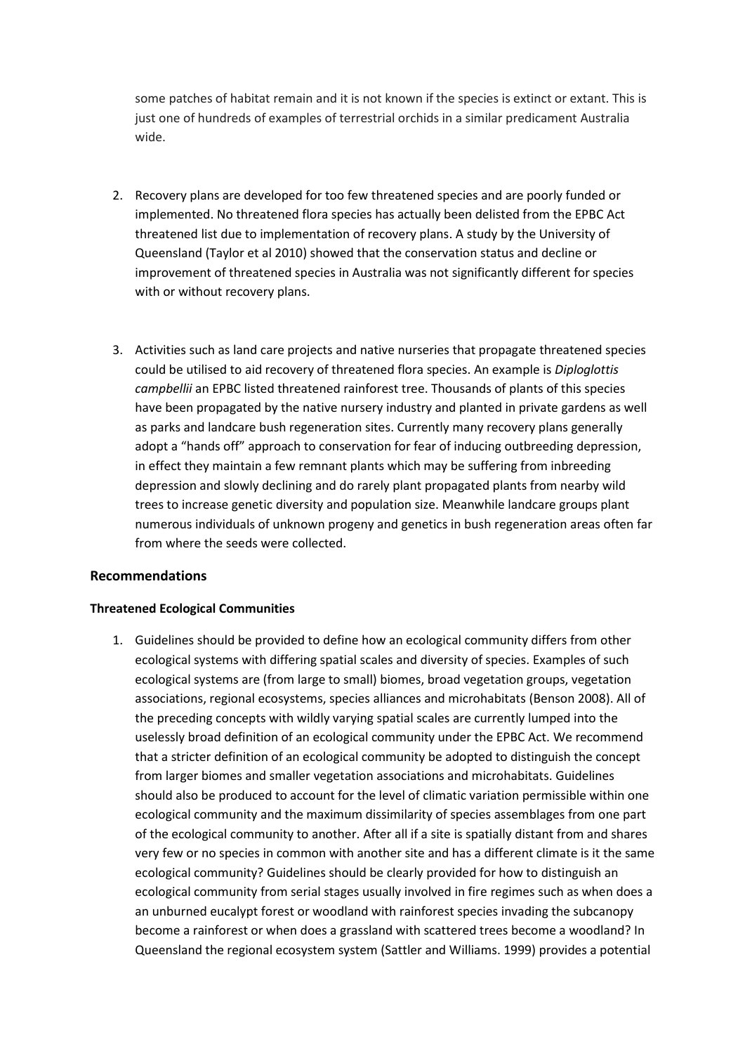some patches of habitat remain and it is not known if the species is extinct or extant. This is just one of hundreds of examples of terrestrial orchids in a similar predicament Australia wide.

2. Recovery plans are developed for too few threatened species and are poorly funded or implemented. No threatened flora species has actually been delisted from the EPBC Act threatened list due to implementation of recovery plans. A study by the University of Queensland (Taylor et al 2010) showed that the conservation status and decline or improvement of threatened species in Australia was not significantly different for species with or without recovery plans.

3. Activities such as land care projects and native nurseries that propagate threatened species could be utilised to aid recovery of threatened flora species. An example is *Diploglottis campbellii* an EPBC listed threatened rainforest tree. Thousands of plants of this species have been propagated by the native nursery industry and planted in private gardens as well as parks and landcare bush regeneration sites. Currently many recovery plans generally adopt a "hands off" approach to conservation for fear of inducing outbreeding depression, in effect they maintain a few remnant plants which may be suffering from inbreeding depression and slowly declining and do rarely plant propagated plants from nearby wild trees to increase genetic diversity and population size. Meanwhile landcare groups plant numerous individuals of unknown progeny and genetics in bush regeneration areas often far from where the seeds were collected.

## Recommendations

### Threatened Ecological Communities

1. Guidelines should be provided to define how an ecological community differs from other ecological systems with differing spatial scales and diversity of species. Examples of such ecological systems are (from large to small) biomes, broad vegetation groups, vegetation associations, regional ecosystems, species alliances and microhabitats (Benson 2008). All of the preceding concepts with wildly varying spatial scales are currently lumped into the uselessly broad definition of an ecological community under the EPBC Act. We recommend that a stricter definition of an ecological community be adopted to distinguish the concept from larger biomes and smaller vegetation associations and microhabitats. Guidelines should also be produced to account for the level of climatic variation permissible within one ecological community and the maximum dissimilarity of species assemblages from one part of the ecological community to another. After all if a site is spatially distant from and shares very few or no species in common with another site and has a different climate is it the same ecological community? Guidelines should be clearly provided for how to distinguish an ecological community from serial stages usually involved in fire regimes such as when does a an unburned eucalypt forest or woodland with rainforest species invading the subcanopy become a rainforest or when does a grassland with scattered trees become a woodland? In Queensland the regional ecosystem system (Sattler and Williams. 1999) provides a potential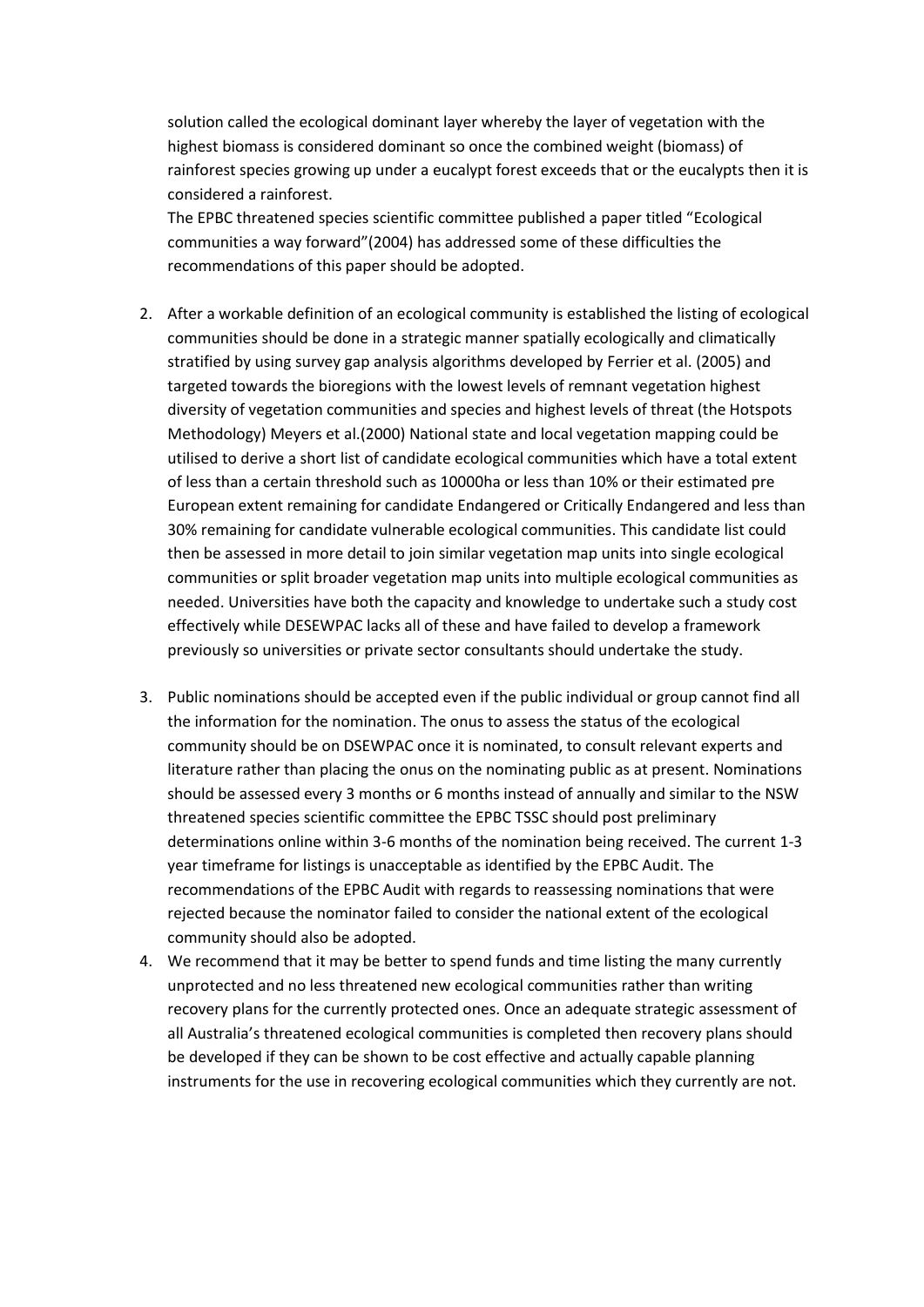solution called the ecological dominant layer whereby the layer of vegetation with the highest biomass is considered dominant so once the combined weight (biomass) of rainforest species growing up under a eucalypt forest exceeds that or the eucalypts then it is considered a rainforest.

The EPBC threatened species scientific committee published a paper titled "Ecological communities a way forward"(2004) has addressed some of these difficulties the recommendations of this paper should be adopted.

2. After a workable definition of an ecological community is established the listing of ecological communities should be done in a strategic manner spatially ecologically and climatically stratified by using survey gap analysis algorithms developed by Ferrier et al. (2005) and targeted towards the bioregions with the lowest levels of remnant vegetation highest diversity of vegetation communities and species and highest levels of threat (the Hotspots Methodology) Meyers et al.(2000) National state and local vegetation mapping could be utilised to derive a short list of candidate ecological communities which have a total extent of less than a certain threshold such as 10000ha or less than 10% or their estimated pre European extent remaining for candidate Endangered or Critically Endangered and less than 30% remaining for candidate vulnerable ecological communities. This candidate list could then be assessed in more detail to join similar vegetation map units into single ecological communities or split broader vegetation map units into multiple ecological communities as needed. Universities have both the capacity and knowledge to undertake such a study cost effectively while DESEWPAC lacks all of these and have failed to develop a framework previously so universities or private sector consultants should undertake the study.

3. Public nominations should be accepted even if the public individual or group cannot find all the information for the nomination. The onus to assess the status of the ecological community should be on DSEWPAC once it is nominated, to consult relevant experts and literature rather than placing the onus on the nominating public as at present. Nominations should be assessed every 3 months or 6 months instead of annually and similar to the NSW threatened species scientific committee the EPBC TSSC should post preliminary determinations online within 3-6 months of the nomination being received. The current 1-3 year timeframe for listings is unacceptable as identified by the EPBC Audit. The recommendations of the EPBC Audit with regards to reassessing nominations that were rejected because the nominator failed to consider the national extent of the ecological community should also be adopted.

4. We recommend that it may be better to spend funds and time listing the many currently unprotected and no less threatened new ecological communities rather than writing recovery plans for the currently protected ones. Once an adequate strategic assessment of all Australia's threatened ecological communities is completed then recovery plans should be developed if they can be shown to be cost effective and actually capable planning instruments for the use in recovering ecological communities which they currently are not.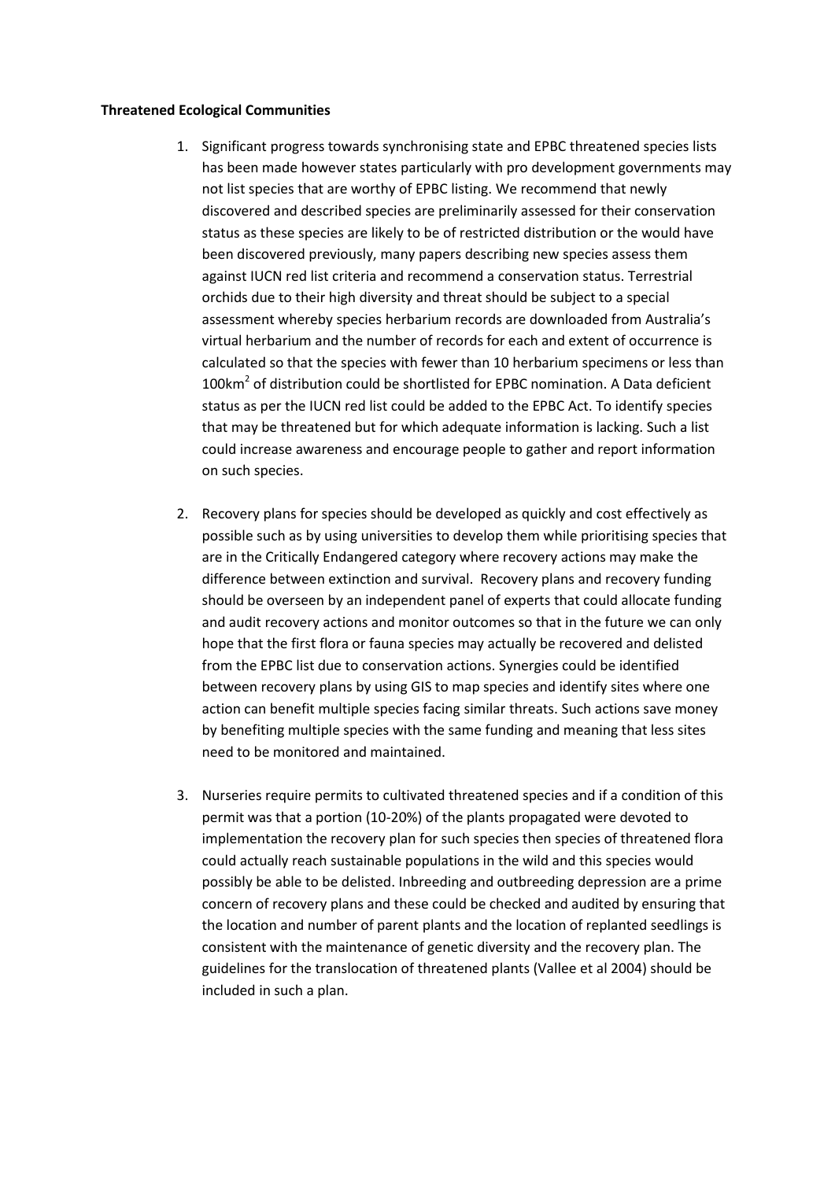**Threatened Ecological Communities**

1. Significant progress towards synchronising state and EPBC threatened species lists has been made however states particularly with pro development governments may not list species that are worthy of EPBC listing. We recommend that newly discovered and described species are preliminarily assessed for their conservation status as these species are likely to be of restricted distribution or the would have been discovered previously, many papers describing new species assess them against IUCN red list criteria and recommend a conservation status. Terrestrial orchids due to their high diversity and threat should be subject to a special assessment whereby species herbarium records are downloaded from Australia's virtual herbarium and the number of records for each and extent of occurrence is calculated so that the species with fewer than 10 herbarium specimens or less than 100km$^2$ of distribution could be shortlisted for EPBC nomination. A Data deficient status as per the IUCN red list could be added to the EPBC Act. To identify species that may be threatened but for which adequate information is lacking. Such a list could increase awareness and encourage people to gather and report information on such species.

2. Recovery plans for species should be developed as quickly and cost effectively as possible such as by using universities to develop them while prioritising species that are in the Critically Endangered category where recovery actions may make the difference between extinction and survival. Recovery plans and recovery funding should be overseen by an independent panel of experts that could allocate funding and audit recovery actions and monitor outcomes so that in the future we can only hope that the first flora or fauna species may actually be recovered and delisted from the EPBC list due to conservation actions. Synergies could be identified between recovery plans by using GIS to map species and identify sites where one action can benefit multiple species facing similar threats. Such actions save money by benefiting multiple species with the same funding and meaning that less sites need to be monitored and maintained.

3. Nurseries require permits to cultivated threatened species and if a condition of this permit was that a portion (10-20%) of the plants propagated were devoted to implementation the recovery plan for such species then species of threatened flora could actually reach sustainable populations in the wild and this species would possibly be able to be delisted. Inbreeding and outbreeding depression are a prime concern of recovery plans and these could be checked and audited by ensuring that the location and number of parent plants and the location of replanted seedlings is consistent with the maintenance of genetic diversity and the recovery plan. The guidelines for the translocation of threatened plants (Vallee et al 2004) should be included in such a plan.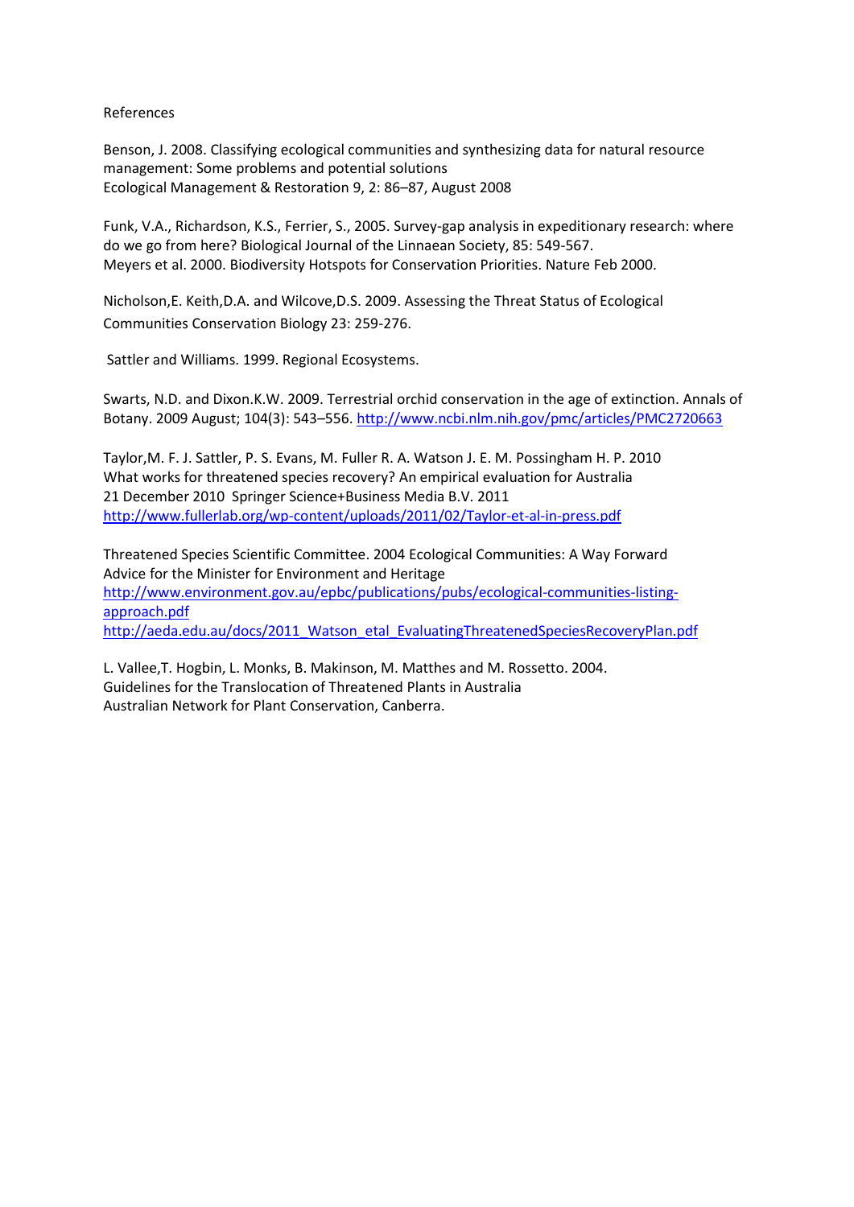References

Benson, J. 2008. Classifying ecological communities and synthesizing data for natural resource management: Some problems and potential solutions
Ecological Management & Restoration 9, 2: 86–87, August 2008

Funk, V.A., Richardson, K.S., Ferrier, S., 2005. Survey-gap analysis in expeditionary research: where do we go from here? Biological Journal of the Linnaean Society, 85: 549-567.
Meyers et al. 2000. Biodiversity Hotspots for Conservation Priorities. Nature Feb 2000.

Nicholson,E. Keith,D.A. and Wilcove,D.S. 2009. Assessing the Threat Status of Ecological Communities Conservation Biology 23: 259-276.

Sattler and Williams. 1999. Regional Ecosystems.

Swarts, N.D. and Dixon.K.W. 2009. Terrestrial orchid conservation in the age of extinction. Annals of Botany. 2009 August; 104(3): 543–556. http://www.ncbi.nlm.nih.gov/pmc/articles/PMC2720663

Taylor,M. F. J. Sattler, P. S. Evans, M. Fuller R. A. Watson J. E. M. Possingham H. P. 2010
What works for threatened species recovery? An empirical evaluation for Australia
21 December 2010 Springer Science+Business Media B.V. 2011
http://www.fullerlab.org/wp-content/uploads/2011/02/Taylor-et-al-in-press.pdf

Threatened Species Scientific Committee. 2004 Ecological Communities: A Way Forward
Advice for the Minister for Environment and Heritage
http://www.environment.gov.au/epbc/publications/pubs/ecological-communities-listing-approach.pdf
http://aeda.edu.au/docs/2011_Watson_etal_EvaluatingThreatenedSpeciesRecoveryPlan.pdf

L. Vallee,T. Hogbin, L. Monks, B. Makinson, M. Matthes and M. Rossetto. 2004.
Guidelines for the Translocation of Threatened Plants in Australia
Australian Network for Plant Conservation, Canberra.